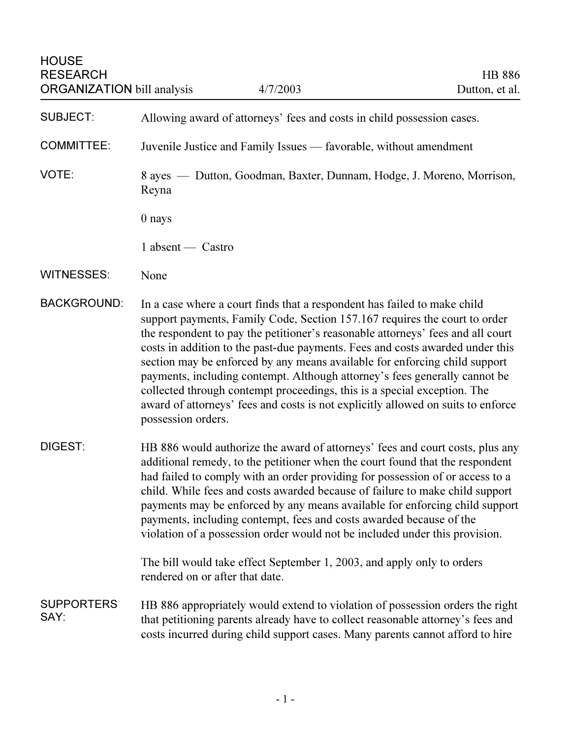HOUSE RESEARCH ORGANIZATION bill analysis — 4/7/2003 — HB 886 — Dutton, et al.

**SUBJECT:** Allowing award of attorneys' fees and costs in child possession cases.

**COMMITTEE:** Juvenile Justice and Family Issues — favorable, without amendment

**VOTE:** 8 ayes — Dutton, Goodman, Baxter, Dunnam, Hodge, J. Moreno, Morrison, Reyna

0 nays

1 absent — Castro

**WITNESSES:** None

**BACKGROUND:** In a case where a court finds that a respondent has failed to make child support payments, Family Code, Section 157.167 requires the court to order the respondent to pay the petitioner's reasonable attorneys' fees and all court costs in addition to the past-due payments. Fees and costs awarded under this section may be enforced by any means available for enforcing child support payments, including contempt. Although attorney's fees generally cannot be collected through contempt proceedings, this is a special exception. The award of attorneys' fees and costs is not explicitly allowed on suits to enforce possession orders.

**DIGEST:** HB 886 would authorize the award of attorneys' fees and court costs, plus any additional remedy, to the petitioner when the court found that the respondent had failed to comply with an order providing for possession of or access to a child. While fees and costs awarded because of failure to make child support payments may be enforced by any means available for enforcing child support payments, including contempt, fees and costs awarded because of the violation of a possession order would not be included under this provision.

The bill would take effect September 1, 2003, and apply only to orders rendered on or after that date.

**SUPPORTERS SAY:** HB 886 appropriately would extend to violation of possession orders the right that petitioning parents already have to collect reasonable attorney's fees and costs incurred during child support cases. Many parents cannot afford to hire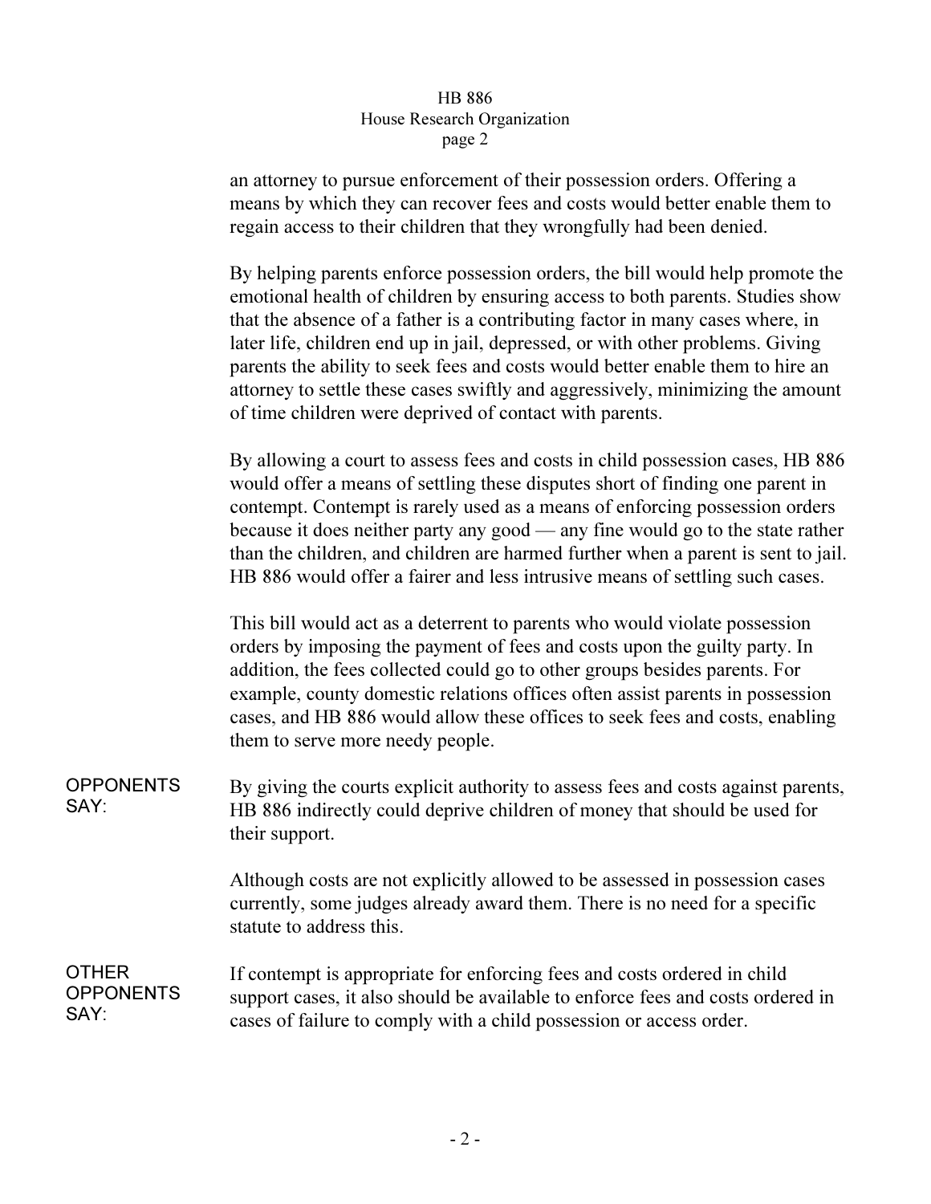an attorney to pursue enforcement of their possession orders. Offering a means by which they can recover fees and costs would better enable them to regain access to their children that they wrongfully had been denied.

By helping parents enforce possession orders, the bill would help promote the emotional health of children by ensuring access to both parents. Studies show that the absence of a father is a contributing factor in many cases where, in later life, children end up in jail, depressed, or with other problems. Giving parents the ability to seek fees and costs would better enable them to hire an attorney to settle these cases swiftly and aggressively, minimizing the amount of time children were deprived of contact with parents.

By allowing a court to assess fees and costs in child possession cases, HB 886 would offer a means of settling these disputes short of finding one parent in contempt. Contempt is rarely used as a means of enforcing possession orders because it does neither party any good — any fine would go to the state rather than the children, and children are harmed further when a parent is sent to jail. HB 886 would offer a fairer and less intrusive means of settling such cases.

This bill would act as a deterrent to parents who would violate possession orders by imposing the payment of fees and costs upon the guilty party. In addition, the fees collected could go to other groups besides parents. For example, county domestic relations offices often assist parents in possession cases, and HB 886 would allow these offices to seek fees and costs, enabling them to serve more needy people.

**OPPONENTS SAY:**

By giving the courts explicit authority to assess fees and costs against parents, HB 886 indirectly could deprive children of money that should be used for their support.

Although costs are not explicitly allowed to be assessed in possession cases currently, some judges already award them. There is no need for a specific statute to address this.

**OTHER OPPONENTS SAY:**

If contempt is appropriate for enforcing fees and costs ordered in child support cases, it also should be available to enforce fees and costs ordered in cases of failure to comply with a child possession or access order.